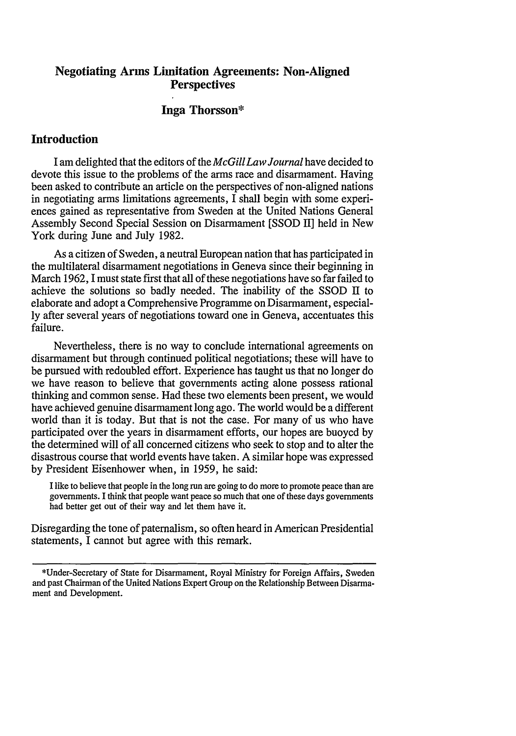# Negotiating Arms Limitation Agreements: Non-Aligned Perspectives

## Inga Thorsson*

## Introduction

I am delighted that the editors of the *McGill Law Journal* have decided to devote this issue to the problems of the arms race and disarmament. Having been asked to contribute an article on the perspectives of non-aligned nations in negotiating arms limitations agreements, I shall begin with some experiences gained as representative from Sweden at the United Nations General Assembly Second Special Session on Disarmament [SSOD II] held in New York during June and July 1982.

As a citizen of Sweden, a neutral European nation that has participated in the multilateral disarmament negotiations in Geneva since their beginning in March 1962, I must state first that all of these negotiations have so far failed to achieve the solutions so badly needed. The inability of the SSOD II to elaborate and adopt a Comprehensive Programme on Disarmament, especially after several years of negotiations toward one in Geneva, accentuates this failure.

Nevertheless, there is no way to conclude international agreements on disarmament but through continued political negotiations; these will have to be pursued with redoubled effort. Experience has taught us that no longer do we have reason to believe that governments acting alone possess rational thinking and common sense. Had these two elements been present, we would have achieved genuine disarmament long ago. The world would be a different world than it is today. But that is not the case. For many of us who have participated over the years in disarmament efforts, our hopes are buoyed by the determined will of all concerned citizens who seek to stop and to alter the disastrous course that world events have taken. A similar hope was expressed by President Eisenhower when, in 1959, he said:

> I like to believe that people in the long run are going to do more to promote peace than are governments. I think that people want peace so much that one of these days governments had better get out of their way and let them have it.

Disregarding the tone of paternalism, so often heard in American Presidential statements, I cannot but agree with this remark.

---

*Under-Secretary of State for Disarmament, Royal Ministry for Foreign Affairs, Sweden and past Chairman of the United Nations Expert Group on the Relationship Between Disarmament and Development.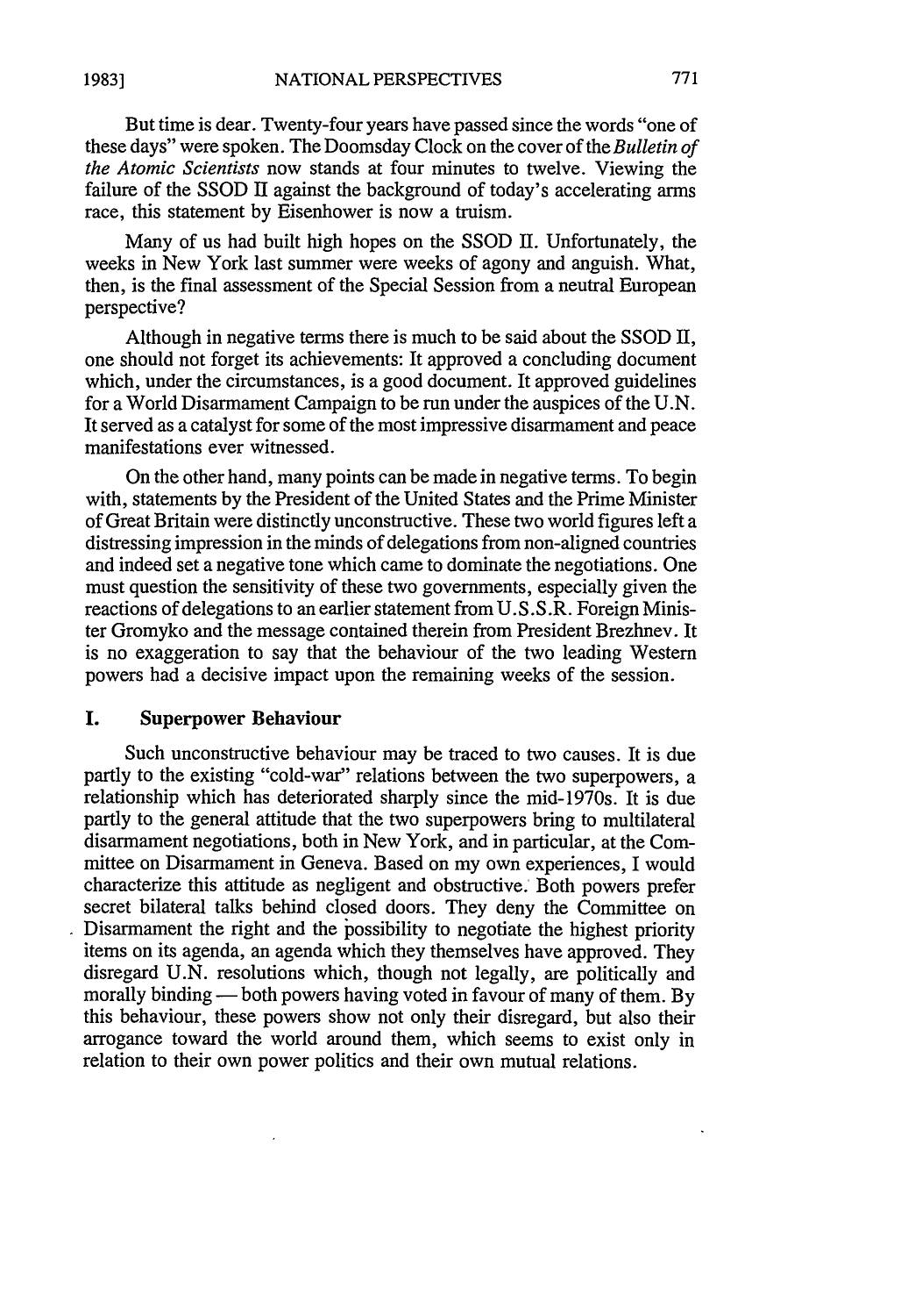But time is dear. Twenty-four years have passed since the words "one of these days" were spoken. The Doomsday Clock on the cover of the *Bulletin of the Atomic Scientists* now stands at four minutes to twelve. Viewing the failure of the SSOD II against the background of today's accelerating arms race, this statement by Eisenhower is now a truism.

Many of us had built high hopes on the SSOD II. Unfortunately, the weeks in New York last summer were weeks of agony and anguish. What, then, is the final assessment of the Special Session from a neutral European perspective?

Although in negative terms there is much to be said about the SSOD II, one should not forget its achievements: It approved a concluding document which, under the circumstances, is a good document. It approved guidelines for a World Disarmament Campaign to be run under the auspices of the U.N. It served as a catalyst for some of the most impressive disarmament and peace manifestations ever witnessed.

On the other hand, many points can be made in negative terms. To begin with, statements by the President of the United States and the Prime Minister of Great Britain were distinctly unconstructive. These two world figures left a distressing impression in the minds of delegations from non-aligned countries and indeed set a negative tone which came to dominate the negotiations. One must question the sensitivity of these two governments, especially given the reactions of delegations to an earlier statement from U.S.S.R. Foreign Minister Gromyko and the message contained therein from President Brezhnev. It is no exaggeration to say that the behaviour of the two leading Western powers had a decisive impact upon the remaining weeks of the session.

## I. Superpower Behaviour

Such unconstructive behaviour may be traced to two causes. It is due partly to the existing "cold-war" relations between the two superpowers, a relationship which has deteriorated sharply since the mid-1970s. It is due partly to the general attitude that the two superpowers bring to multilateral disarmament negotiations, both in New York, and in particular, at the Committee on Disarmament in Geneva. Based on my own experiences, I would characterize this attitude as negligent and obstructive. Both powers prefer secret bilateral talks behind closed doors. They deny the Committee on Disarmament the right and the possibility to negotiate the highest priority items on its agenda, an agenda which they themselves have approved. They disregard U.N. resolutions which, though not legally, are politically and morally binding — both powers having voted in favour of many of them. By this behaviour, these powers show not only their disregard, but also their arrogance toward the world around them, which seems to exist only in relation to their own power politics and their own mutual relations.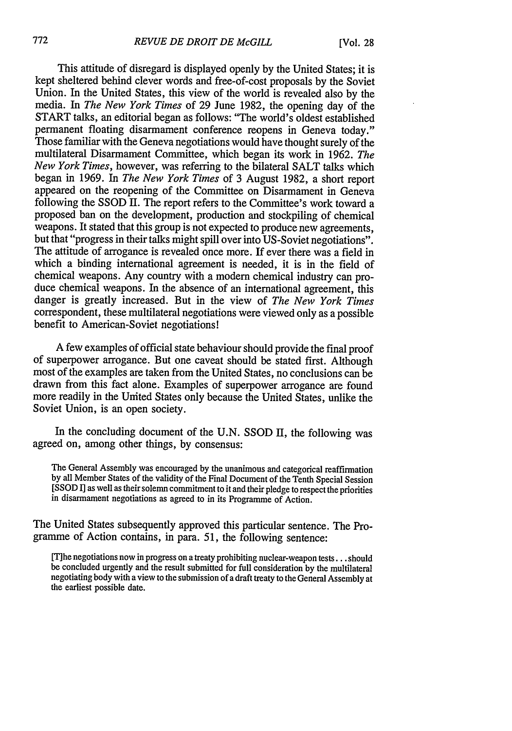This attitude of disregard is displayed openly by the United States; it is kept sheltered behind clever words and free-of-cost proposals by the Soviet Union. In the United States, this view of the world is revealed also by the media. In *The New York Times* of 29 June 1982, the opening day of the START talks, an editorial began as follows: "The world's oldest established permanent floating disarmament conference reopens in Geneva today." Those familiar with the Geneva negotiations would have thought surely of the multilateral Disarmament Committee, which began its work in 1962. *The New York Times*, however, was referring to the bilateral SALT talks which began in 1969. In *The New York Times* of 3 August 1982, a short report appeared on the reopening of the Committee on Disarmament in Geneva following the SSOD II. The report refers to the Committee's work toward a proposed ban on the development, production and stockpiling of chemical weapons. It stated that this group is not expected to produce new agreements, but that "progress in their talks might spill over into US-Soviet negotiations". The attitude of arrogance is revealed once more. If ever there was a field in which a binding international agreement is needed, it is in the field of chemical weapons. Any country with a modern chemical industry can produce chemical weapons. In the absence of an international agreement, this danger is greatly increased. But in the view of *The New York Times* correspondent, these multilateral negotiations were viewed only as a possible benefit to American-Soviet negotiations!

A few examples of official state behaviour should provide the final proof of superpower arrogance. But one caveat should be stated first. Although most of the examples are taken from the United States, no conclusions can be drawn from this fact alone. Examples of superpower arrogance are found more readily in the United States only because the United States, unlike the Soviet Union, is an open society.

In the concluding document of the U.N. SSOD II, the following was agreed on, among other things, by consensus:

> The General Assembly was encouraged by the unanimous and categorical reaffirmation by all Member States of the validity of the Final Document of the Tenth Special Session [SSOD I] as well as their solemn commitment to it and their pledge to respect the priorities in disarmament negotiations as agreed to in its Programme of Action.

The United States subsequently approved this particular sentence. The Programme of Action contains, in para. 51, the following sentence:

> [T]he negotiations now in progress on a treaty prohibiting nuclear-weapon tests... should be concluded urgently and the result submitted for full consideration by the multilateral negotiating body with a view to the submission of a draft treaty to the General Assembly at the earliest possible date.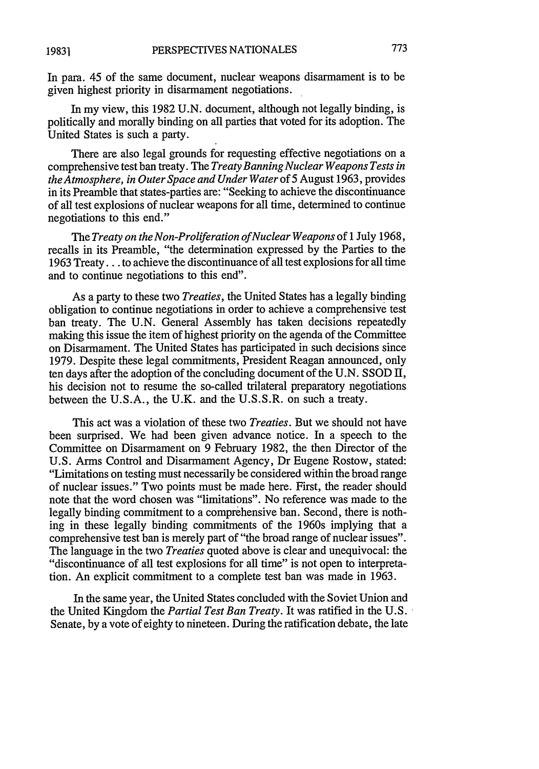In para. 45 of the same document, nuclear weapons disarmament is to be given highest priority in disarmament negotiations.

In my view, this 1982 U.N. document, although not legally binding, is politically and morally binding on all parties that voted for its adoption. The United States is such a party.

There are also legal grounds for requesting effective negotiations on a comprehensive test ban treaty. The *Treaty Banning Nuclear Weapons Tests in the Atmosphere, in Outer Space and Under Water* of 5 August 1963, provides in its Preamble that states-parties are: "Seeking to achieve the discontinuance of all test explosions of nuclear weapons for all time, determined to continue negotiations to this end."

The *Treaty on the Non-Proliferation of Nuclear Weapons* of 1 July 1968, recalls in its Preamble, "the determination expressed by the Parties to the 1963 Treaty. . . to achieve the discontinuance of all test explosions for all time and to continue negotiations to this end".

As a party to these two *Treaties*, the United States has a legally binding obligation to continue negotiations in order to achieve a comprehensive test ban treaty. The U.N. General Assembly has taken decisions repeatedly making this issue the item of highest priority on the agenda of the Committee on Disarmament. The United States has participated in such decisions since 1979. Despite these legal commitments, President Reagan announced, only ten days after the adoption of the concluding document of the U.N. SSOD II, his decision not to resume the so-called trilateral preparatory negotiations between the U.S.A., the U.K. and the U.S.S.R. on such a treaty.

This act was a violation of these two *Treaties*. But we should not have been surprised. We had been given advance notice. In a speech to the Committee on Disarmament on 9 February 1982, the then Director of the U.S. Arms Control and Disarmament Agency, Dr Eugene Rostow, stated: "Limitations on testing must necessarily be considered within the broad range of nuclear issues." Two points must be made here. First, the reader should note that the word chosen was "limitations". No reference was made to the legally binding commitment to a comprehensive ban. Second, there is nothing in these legally binding commitments of the 1960s implying that a comprehensive test ban is merely part of "the broad range of nuclear issues". The language in the two *Treaties* quoted above is clear and unequivocal: the "discontinuance of all test explosions for all time" is not open to interpretation. An explicit commitment to a complete test ban was made in 1963.

In the same year, the United States concluded with the Soviet Union and the United Kingdom the *Partial Test Ban Treaty*. It was ratified in the U.S. Senate, by a vote of eighty to nineteen. During the ratification debate, the late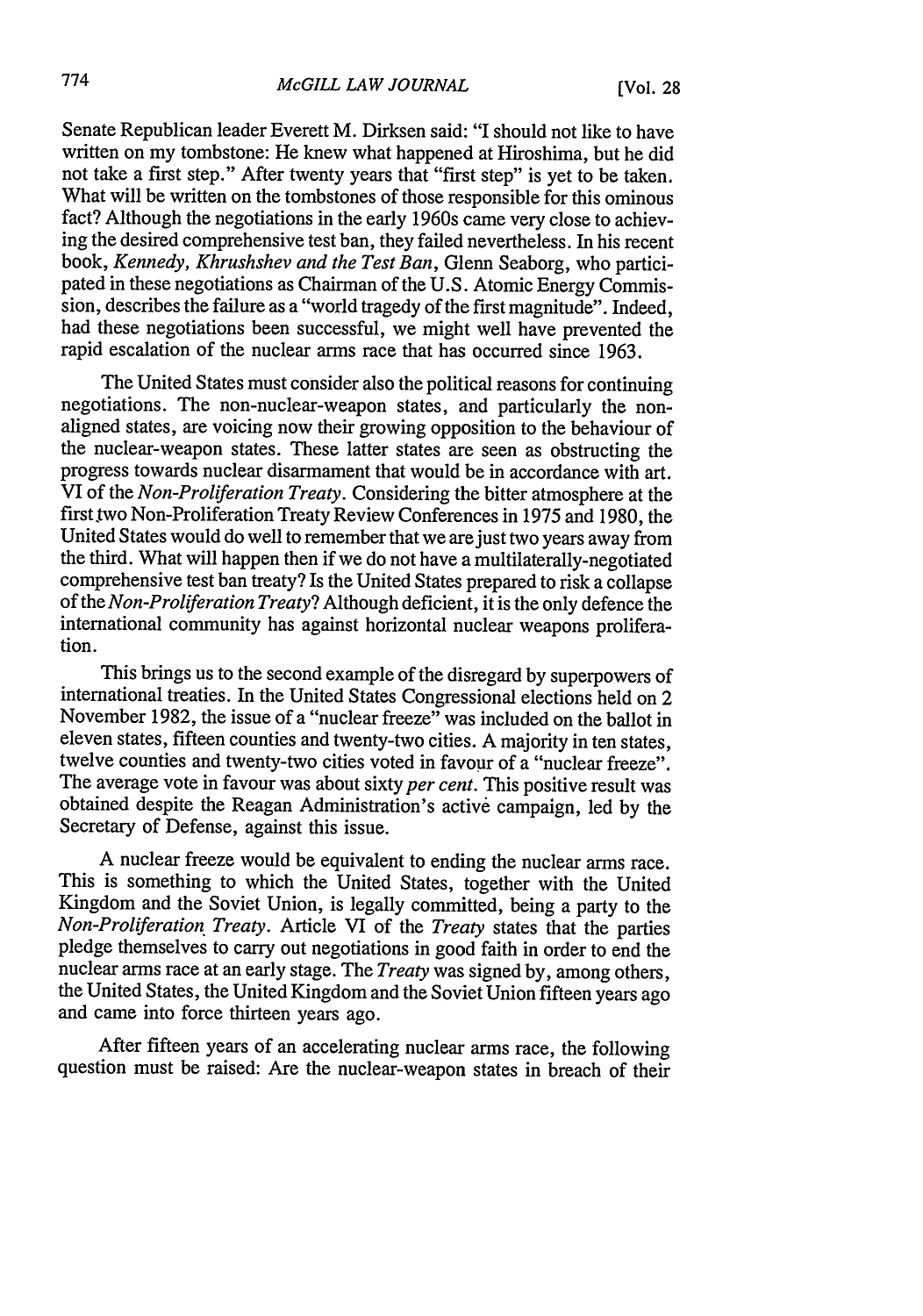Senate Republican leader Everett M. Dirksen said: "I should not like to have written on my tombstone: He knew what happened at Hiroshima, but he did not take a first step." After twenty years that "first step" is yet to be taken. What will be written on the tombstones of those responsible for this ominous fact? Although the negotiations in the early 1960s came very close to achieving the desired comprehensive test ban, they failed nevertheless. In his recent book, *Kennedy, Khrushshev and the Test Ban*, Glenn Seaborg, who participated in these negotiations as Chairman of the U.S. Atomic Energy Commission, describes the failure as a "world tragedy of the first magnitude". Indeed, had these negotiations been successful, we might well have prevented the rapid escalation of the nuclear arms race that has occurred since 1963.

The United States must consider also the political reasons for continuing negotiations. The non-nuclear-weapon states, and particularly the non-aligned states, are voicing now their growing opposition to the behaviour of the nuclear-weapon states. These latter states are seen as obstructing the progress towards nuclear disarmament that would be in accordance with art. VI of the *Non-Proliferation Treaty*. Considering the bitter atmosphere at the first two Non-Proliferation Treaty Review Conferences in 1975 and 1980, the United States would do well to remember that we are just two years away from the third. What will happen then if we do not have a multilaterally-negotiated comprehensive test ban treaty? Is the United States prepared to risk a collapse of the *Non-Proliferation Treaty*? Although deficient, it is the only defence the international community has against horizontal nuclear weapons proliferation.

This brings us to the second example of the disregard by superpowers of international treaties. In the United States Congressional elections held on 2 November 1982, the issue of a "nuclear freeze" was included on the ballot in eleven states, fifteen counties and twenty-two cities. A majority in ten states, twelve counties and twenty-two cities voted in favour of a "nuclear freeze". The average vote in favour was about sixty *per cent*. This positive result was obtained despite the Reagan Administration's active campaign, led by the Secretary of Defense, against this issue.

A nuclear freeze would be equivalent to ending the nuclear arms race. This is something to which the United States, together with the United Kingdom and the Soviet Union, is legally committed, being a party to the *Non-Proliferation Treaty*. Article VI of the *Treaty* states that the parties pledge themselves to carry out negotiations in good faith in order to end the nuclear arms race at an early stage. The *Treaty* was signed by, among others, the United States, the United Kingdom and the Soviet Union fifteen years ago and came into force thirteen years ago.

After fifteen years of an accelerating nuclear arms race, the following question must be raised: Are the nuclear-weapon states in breach of their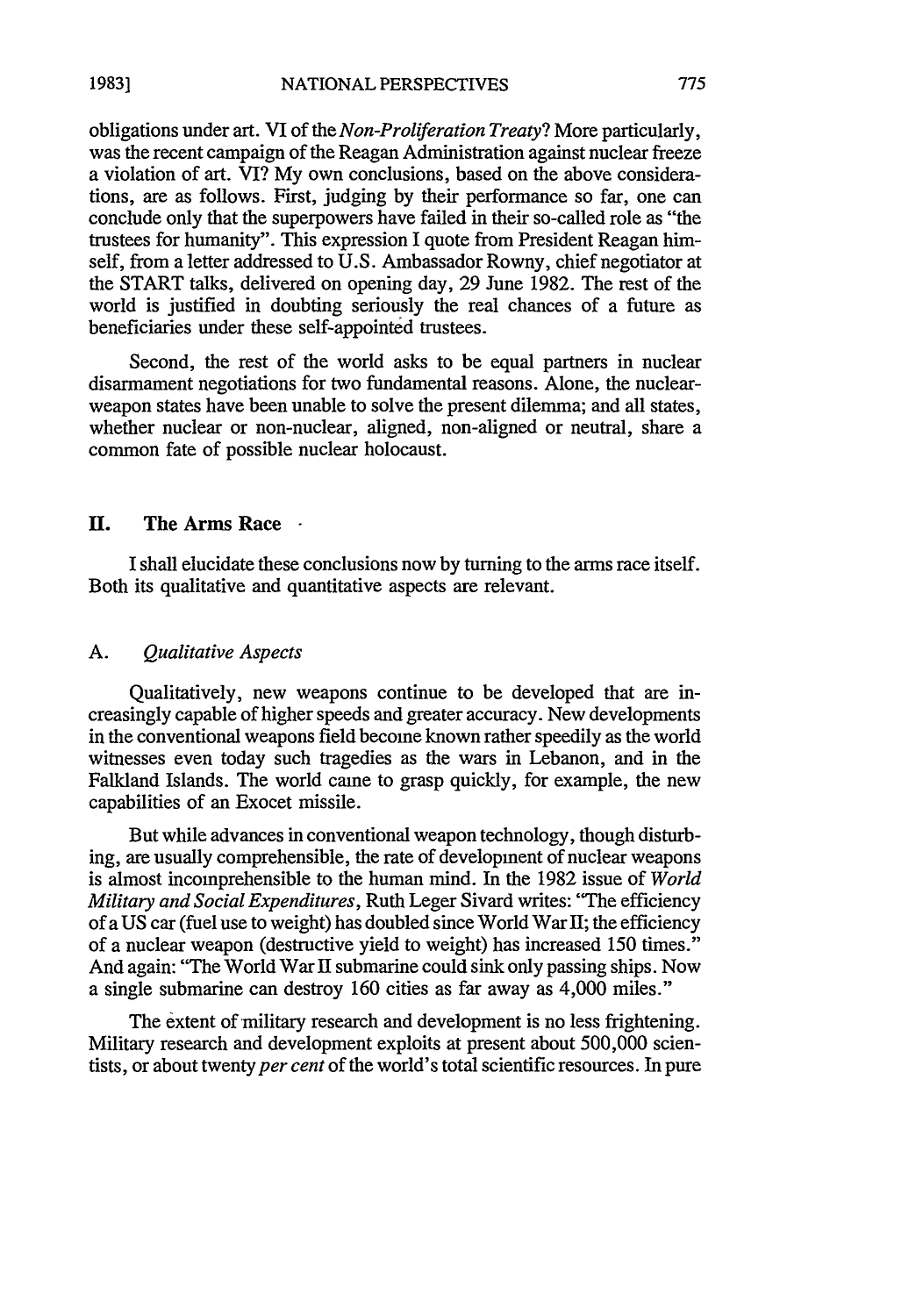obligations under art. VI of the *Non-Proliferation Treaty*? More particularly, was the recent campaign of the Reagan Administration against nuclear freeze a violation of art. VI? My own conclusions, based on the above considerations, are as follows. First, judging by their performance so far, one can conclude only that the superpowers have failed in their so-called role as "the trustees for humanity". This expression I quote from President Reagan himself, from a letter addressed to U.S. Ambassador Rowny, chief negotiator at the START talks, delivered on opening day, 29 June 1982. The rest of the world is justified in doubting seriously the real chances of a future as beneficiaries under these self-appointed trustees.

Second, the rest of the world asks to be equal partners in nuclear disarmament negotiations for two fundamental reasons. Alone, the nuclear-weapon states have been unable to solve the present dilemma; and all states, whether nuclear or non-nuclear, aligned, non-aligned or neutral, share a common fate of possible nuclear holocaust.

## II. The Arms Race

I shall elucidate these conclusions now by turning to the arms race itself. Both its qualitative and quantitative aspects are relevant.

### A. *Qualitative Aspects*

Qualitatively, new weapons continue to be developed that are increasingly capable of higher speeds and greater accuracy. New developments in the conventional weapons field become known rather speedily as the world witnesses even today such tragedies as the wars in Lebanon, and in the Falkland Islands. The world came to grasp quickly, for example, the new capabilities of an Exocet missile.

But while advances in conventional weapon technology, though disturbing, are usually comprehensible, the rate of development of nuclear weapons is almost incomprehensible to the human mind. In the 1982 issue of *World Military and Social Expenditures*, Ruth Leger Sivard writes: "The efficiency of a US car (fuel use to weight) has doubled since World War II; the efficiency of a nuclear weapon (destructive yield to weight) has increased 150 times." And again: "The World War II submarine could sink only passing ships. Now a single submarine can destroy 160 cities as far away as 4,000 miles."

The extent of military research and development is no less frightening. Military research and development exploits at present about 500,000 scientists, or about twenty *per cent* of the world's total scientific resources. In pure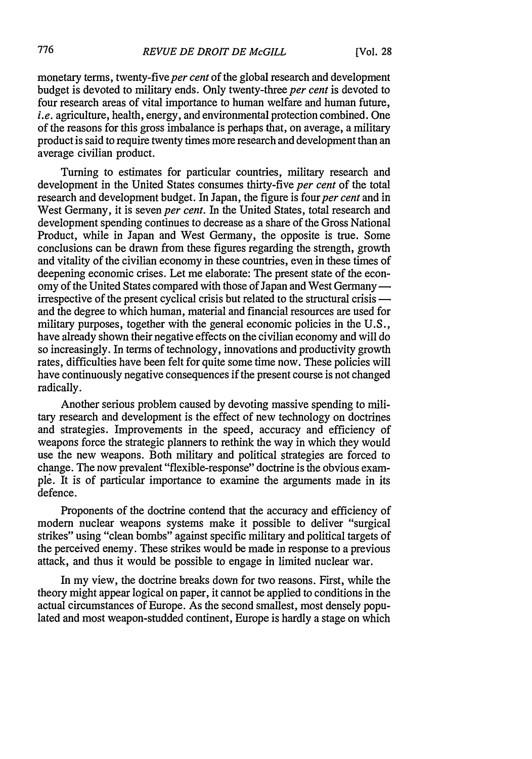monetary terms, twenty-five *per cent* of the global research and development budget is devoted to military ends. Only twenty-three *per cent* is devoted to four research areas of vital importance to human welfare and human future, *i.e.* agriculture, health, energy, and environmental protection combined. One of the reasons for this gross imbalance is perhaps that, on average, a military product is said to require twenty times more research and development than an average civilian product.

Turning to estimates for particular countries, military research and development in the United States consumes thirty-five *per cent* of the total research and development budget. In Japan, the figure is four *per cent* and in West Germany, it is seven *per cent*. In the United States, total research and development spending continues to decrease as a share of the Gross National Product, while in Japan and West Germany, the opposite is true. Some conclusions can be drawn from these figures regarding the strength, growth and vitality of the civilian economy in these countries, even in these times of deepening economic crises. Let me elaborate: The present state of the economy of the United States compared with those of Japan and West Germany — irrespective of the present cyclical crisis but related to the structural crisis — and the degree to which human, material and financial resources are used for military purposes, together with the general economic policies in the U.S., have already shown their negative effects on the civilian economy and will do so increasingly. In terms of technology, innovations and productivity growth rates, difficulties have been felt for quite some time now. These policies will have continuously negative consequences if the present course is not changed radically.

Another serious problem caused by devoting massive spending to military research and development is the effect of new technology on doctrines and strategies. Improvements in the speed, accuracy and efficiency of weapons force the strategic planners to rethink the way in which they would use the new weapons. Both military and political strategies are forced to change. The now prevalent "flexible-response" doctrine is the obvious example. It is of particular importance to examine the arguments made in its defence.

Proponents of the doctrine contend that the accuracy and efficiency of modern nuclear weapons systems make it possible to deliver "surgical strikes" using "clean bombs" against specific military and political targets of the perceived enemy. These strikes would be made in response to a previous attack, and thus it would be possible to engage in limited nuclear war.

In my view, the doctrine breaks down for two reasons. First, while the theory might appear logical on paper, it cannot be applied to conditions in the actual circumstances of Europe. As the second smallest, most densely populated and most weapon-studded continent, Europe is hardly a stage on which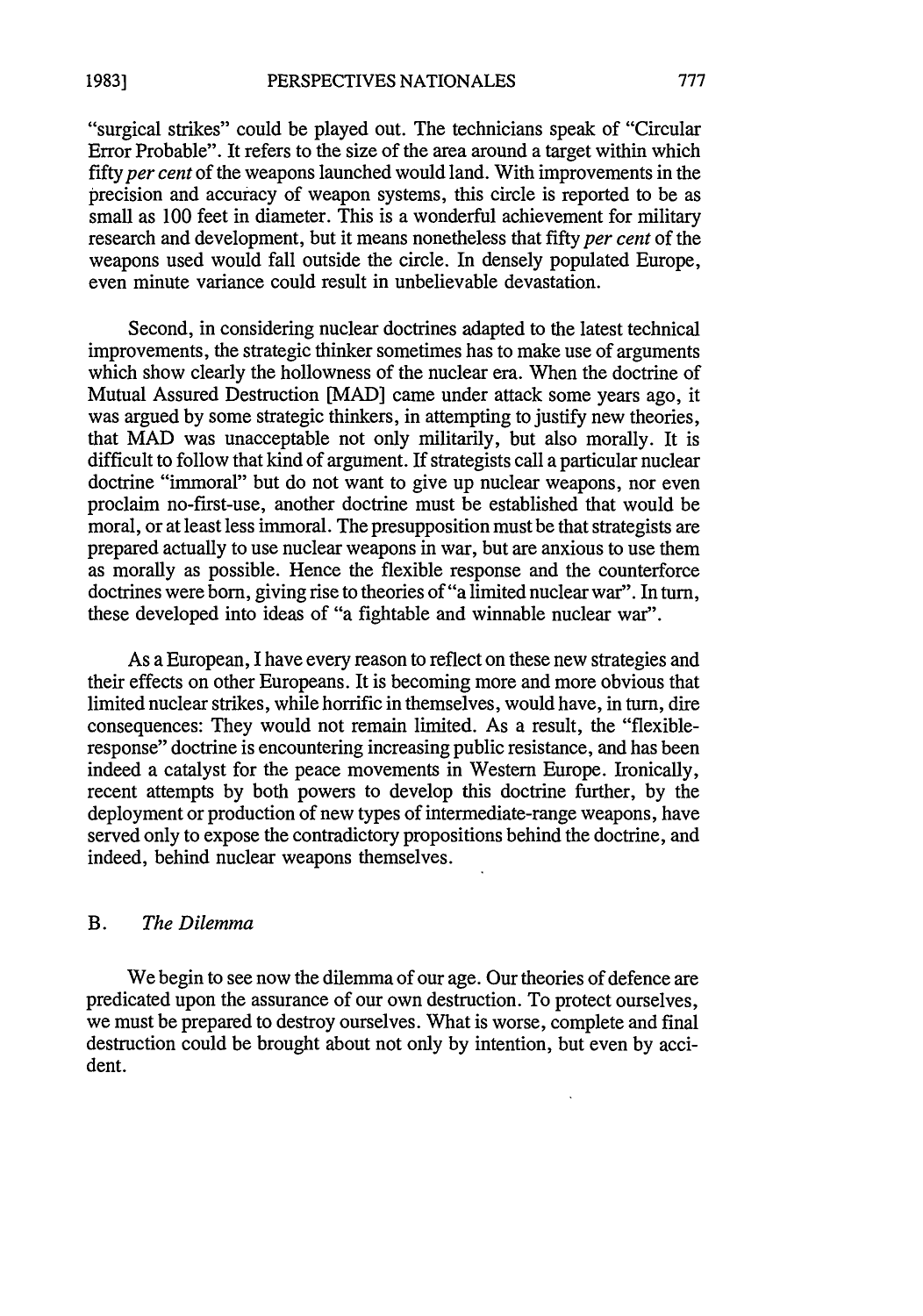"surgical strikes" could be played out. The technicians speak of "Circular Error Probable". It refers to the size of the area around a target within which fifty *per cent* of the weapons launched would land. With improvements in the precision and accuracy of weapon systems, this circle is reported to be as small as 100 feet in diameter. This is a wonderful achievement for military research and development, but it means nonetheless that fifty *per cent* of the weapons used would fall outside the circle. In densely populated Europe, even minute variance could result in unbelievable devastation.

Second, in considering nuclear doctrines adapted to the latest technical improvements, the strategic thinker sometimes has to make use of arguments which show clearly the hollowness of the nuclear era. When the doctrine of Mutual Assured Destruction [MAD] came under attack some years ago, it was argued by some strategic thinkers, in attempting to justify new theories, that MAD was unacceptable not only militarily, but also morally. It is difficult to follow that kind of argument. If strategists call a particular nuclear doctrine "immoral" but do not want to give up nuclear weapons, nor even proclaim no-first-use, another doctrine must be established that would be moral, or at least less immoral. The presupposition must be that strategists are prepared actually to use nuclear weapons in war, but are anxious to use them as morally as possible. Hence the flexible response and the counterforce doctrines were born, giving rise to theories of "a limited nuclear war". In turn, these developed into ideas of "a fightable and winnable nuclear war".

As a European, I have every reason to reflect on these new strategies and their effects on other Europeans. It is becoming more and more obvious that limited nuclear strikes, while horrific in themselves, would have, in turn, dire consequences: They would not remain limited. As a result, the "flexible-response" doctrine is encountering increasing public resistance, and has been indeed a catalyst for the peace movements in Western Europe. Ironically, recent attempts by both powers to develop this doctrine further, by the deployment or production of new types of intermediate-range weapons, have served only to expose the contradictory propositions behind the doctrine, and indeed, behind nuclear weapons themselves.

### B. *The Dilemma*

We begin to see now the dilemma of our age. Our theories of defence are predicated upon the assurance of our own destruction. To protect ourselves, we must be prepared to destroy ourselves. What is worse, complete and final destruction could be brought about not only by intention, but even by accident.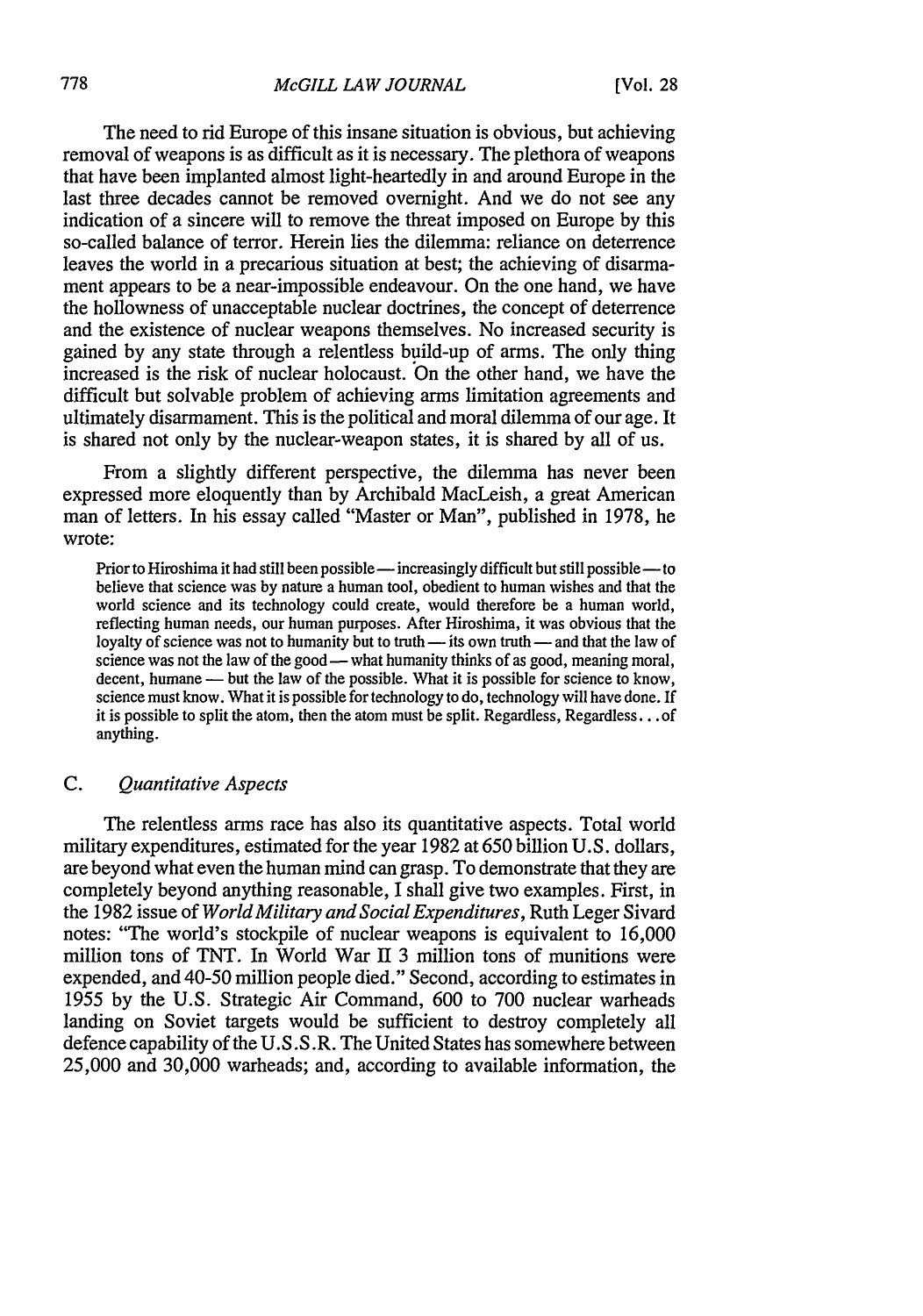The need to rid Europe of this insane situation is obvious, but achieving removal of weapons is as difficult as it is necessary. The plethora of weapons that have been implanted almost light-heartedly in and around Europe in the last three decades cannot be removed overnight. And we do not see any indication of a sincere will to remove the threat imposed on Europe by this so-called balance of terror. Herein lies the dilemma: reliance on deterrence leaves the world in a precarious situation at best; the achieving of disarmament appears to be a near-impossible endeavour. On the one hand, we have the hollowness of unacceptable nuclear doctrines, the concept of deterrence and the existence of nuclear weapons themselves. No increased security is gained by any state through a relentless build-up of arms. The only thing increased is the risk of nuclear holocaust. On the other hand, we have the difficult but solvable problem of achieving arms limitation agreements and ultimately disarmament. This is the political and moral dilemma of our age. It is shared not only by the nuclear-weapon states, it is shared by all of us.

From a slightly different perspective, the dilemma has never been expressed more eloquently than by Archibald MacLeish, a great American man of letters. In his essay called "Master or Man", published in 1978, he wrote:

> Prior to Hiroshima it had still been possible — increasingly difficult but still possible — to believe that science was by nature a human tool, obedient to human wishes and that the world science and its technology could create, would therefore be a human world, reflecting human needs, our human purposes. After Hiroshima, it was obvious that the loyalty of science was not to humanity but to truth — its own truth — and that the law of science was not the law of the good — what humanity thinks of as good, meaning moral, decent, humane — but the law of the possible. What it is possible for science to know, science must know. What it is possible for technology to do, technology will have done. If it is possible to split the atom, then the atom must be split. Regardless, Regardless. . . of anything.

### C. *Quantitative Aspects*

The relentless arms race has also its quantitative aspects. Total world military expenditures, estimated for the year 1982 at 650 billion U.S. dollars, are beyond what even the human mind can grasp. To demonstrate that they are completely beyond anything reasonable, I shall give two examples. First, in the 1982 issue of *World Military and Social Expenditures*, Ruth Leger Sivard notes: "The world's stockpile of nuclear weapons is equivalent to 16,000 million tons of TNT. In World War II 3 million tons of munitions were expended, and 40-50 million people died." Second, according to estimates in 1955 by the U.S. Strategic Air Command, 600 to 700 nuclear warheads landing on Soviet targets would be sufficient to destroy completely all defence capability of the U.S.S.R. The United States has somewhere between 25,000 and 30,000 warheads; and, according to available information, the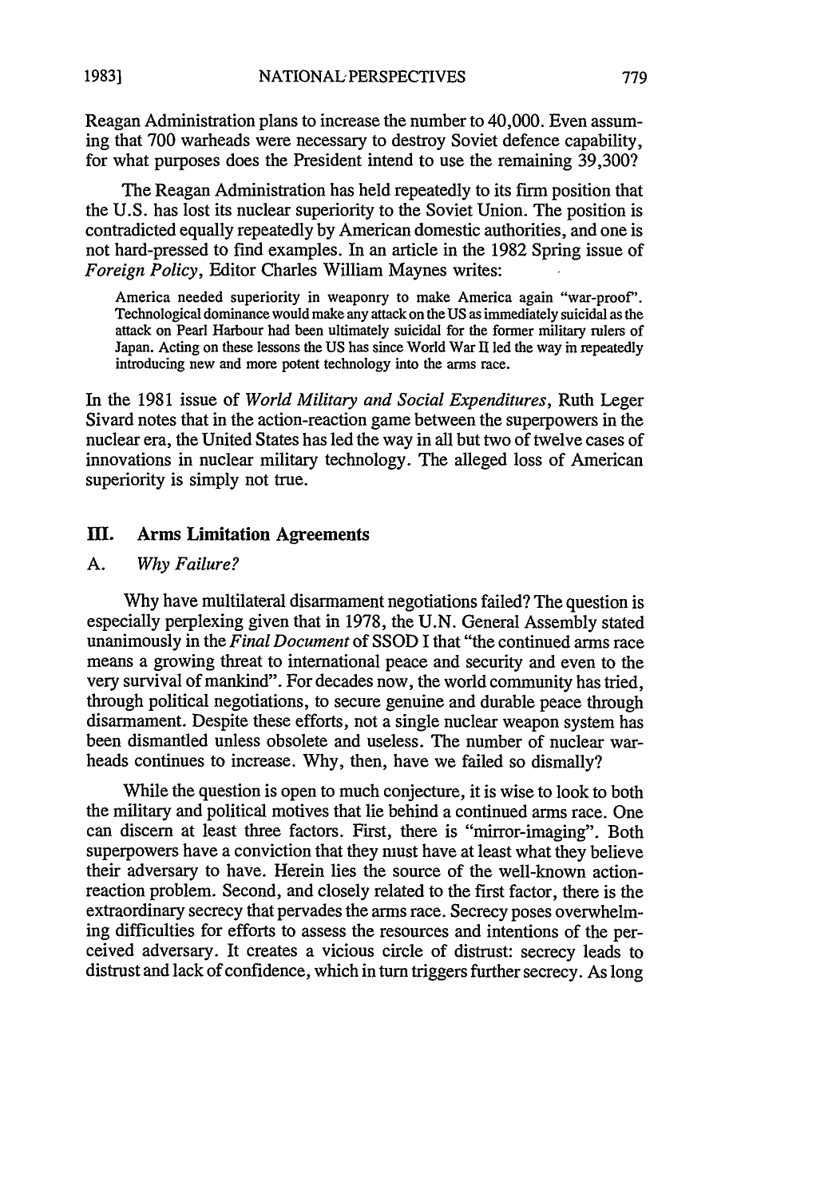Reagan Administration plans to increase the number to 40,000. Even assuming that 700 warheads were necessary to destroy Soviet defence capability, for what purposes does the President intend to use the remaining 39,300?

The Reagan Administration has held repeatedly to its firm position that the U.S. has lost its nuclear superiority to the Soviet Union. The position is contradicted equally repeatedly by American domestic authorities, and one is not hard-pressed to find examples. In an article in the 1982 Spring issue of *Foreign Policy*, Editor Charles William Maynes writes:

> America needed superiority in weaponry to make America again "war-proof". Technological dominance would make any attack on the US as immediately suicidal as the attack on Pearl Harbour had been ultimately suicidal for the former military rulers of Japan. Acting on these lessons the US has since World War II led the way in repeatedly introducing new and more potent technology into the arms race.

In the 1981 issue of *World Military and Social Expenditures*, Ruth Leger Sivard notes that in the action-reaction game between the superpowers in the nuclear era, the United States has led the way in all but two of twelve cases of innovations in nuclear military technology. The alleged loss of American superiority is simply not true.

## III. Arms Limitation Agreements

### A. *Why Failure?*

Why have multilateral disarmament negotiations failed? The question is especially perplexing given that in 1978, the U.N. General Assembly stated unanimously in the *Final Document* of SSOD I that "the continued arms race means a growing threat to international peace and security and even to the very survival of mankind". For decades now, the world community has tried, through political negotiations, to secure genuine and durable peace through disarmament. Despite these efforts, not a single nuclear weapon system has been dismantled unless obsolete and useless. The number of nuclear warheads continues to increase. Why, then, have we failed so dismally?

While the question is open to much conjecture, it is wise to look to both the military and political motives that lie behind a continued arms race. One can discern at least three factors. First, there is "mirror-imaging". Both superpowers have a conviction that they must have at least what they believe their adversary to have. Herein lies the source of the well-known action-reaction problem. Second, and closely related to the first factor, there is the extraordinary secrecy that pervades the arms race. Secrecy poses overwhelming difficulties for efforts to assess the resources and intentions of the perceived adversary. It creates a vicious circle of distrust: secrecy leads to distrust and lack of confidence, which in turn triggers further secrecy. As long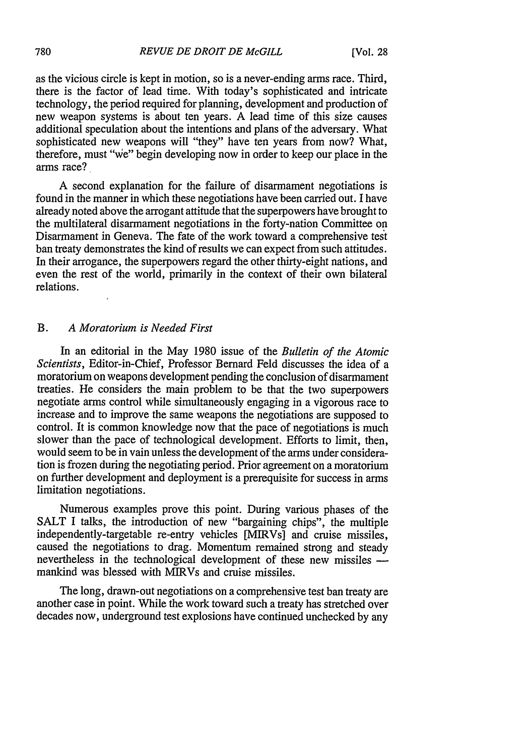as the vicious circle is kept in motion, so is a never-ending arms race. Third, there is the factor of lead time. With today's sophisticated and intricate technology, the period required for planning, development and production of new weapon systems is about ten years. A lead time of this size causes additional speculation about the intentions and plans of the adversary. What sophisticated new weapons will "they" have ten years from now? What, therefore, must "we" begin developing now in order to keep our place in the arms race?

A second explanation for the failure of disarmament negotiations is found in the manner in which these negotiations have been carried out. I have already noted above the arrogant attitude that the superpowers have brought to the multilateral disarmament negotiations in the forty-nation Committee on Disarmament in Geneva. The fate of the work toward a comprehensive test ban treaty demonstrates the kind of results we can expect from such attitudes. In their arrogance, the superpowers regard the other thirty-eight nations, and even the rest of the world, primarily in the context of their own bilateral relations.

### B. *A Moratorium is Needed First*

In an editorial in the May 1980 issue of the *Bulletin of the Atomic Scientists*, Editor-in-Chief, Professor Bernard Feld discusses the idea of a moratorium on weapons development pending the conclusion of disarmament treaties. He considers the main problem to be that the two superpowers negotiate arms control while simultaneously engaging in a vigorous race to increase and to improve the same weapons the negotiations are supposed to control. It is common knowledge now that the pace of negotiations is much slower than the pace of technological development. Efforts to limit, then, would seem to be in vain unless the development of the arms under consideration is frozen during the negotiating period. Prior agreement on a moratorium on further development and deployment is a prerequisite for success in arms limitation negotiations.

Numerous examples prove this point. During various phases of the SALT I talks, the introduction of new "bargaining chips", the multiple independently-targetable re-entry vehicles [MIRVs] and cruise missiles, caused the negotiations to drag. Momentum remained strong and steady nevertheless in the technological development of these new missiles — mankind was blessed with MIRVs and cruise missiles.

The long, drawn-out negotiations on a comprehensive test ban treaty are another case in point. While the work toward such a treaty has stretched over decades now, underground test explosions have continued unchecked by any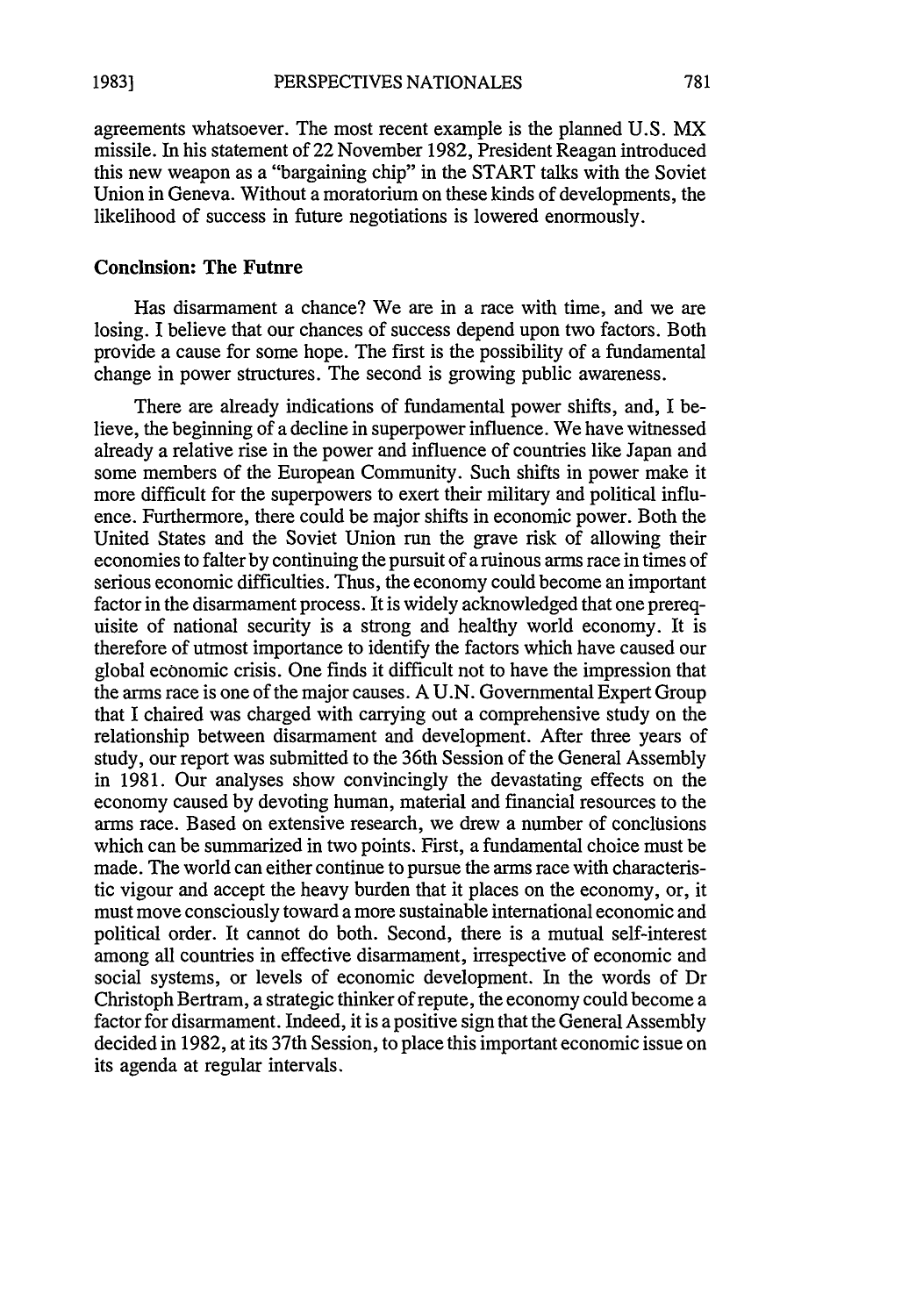agreements whatsoever. The most recent example is the planned U.S. MX missile. In his statement of 22 November 1982, President Reagan introduced this new weapon as a "bargaining chip" in the START talks with the Soviet Union in Geneva. Without a moratorium on these kinds of developments, the likelihood of success in future negotiations is lowered enormously.

### Conclusion: The Future

Has disarmament a chance? We are in a race with time, and we are losing. I believe that our chances of success depend upon two factors. Both provide a cause for some hope. The first is the possibility of a fundamental change in power structures. The second is growing public awareness.

There are already indications of fundamental power shifts, and, I believe, the beginning of a decline in superpower influence. We have witnessed already a relative rise in the power and influence of countries like Japan and some members of the European Community. Such shifts in power make it more difficult for the superpowers to exert their military and political influence. Furthermore, there could be major shifts in economic power. Both the United States and the Soviet Union run the grave risk of allowing their economies to falter by continuing the pursuit of a ruinous arms race in times of serious economic difficulties. Thus, the economy could become an important factor in the disarmament process. It is widely acknowledged that one prerequisite of national security is a strong and healthy world economy. It is therefore of utmost importance to identify the factors which have caused our global economic crisis. One finds it difficult not to have the impression that the arms race is one of the major causes. A U.N. Governmental Expert Group that I chaired was charged with carrying out a comprehensive study on the relationship between disarmament and development. After three years of study, our report was submitted to the 36th Session of the General Assembly in 1981. Our analyses show convincingly the devastating effects on the economy caused by devoting human, material and financial resources to the arms race. Based on extensive research, we drew a number of conclusions which can be summarized in two points. First, a fundamental choice must be made. The world can either continue to pursue the arms race with characteristic vigour and accept the heavy burden that it places on the economy, or, it must move consciously toward a more sustainable international economic and political order. It cannot do both. Second, there is a mutual self-interest among all countries in effective disarmament, irrespective of economic and social systems, or levels of economic development. In the words of Dr Christoph Bertram, a strategic thinker of repute, the economy could become a factor for disarmament. Indeed, it is a positive sign that the General Assembly decided in 1982, at its 37th Session, to place this important economic issue on its agenda at regular intervals.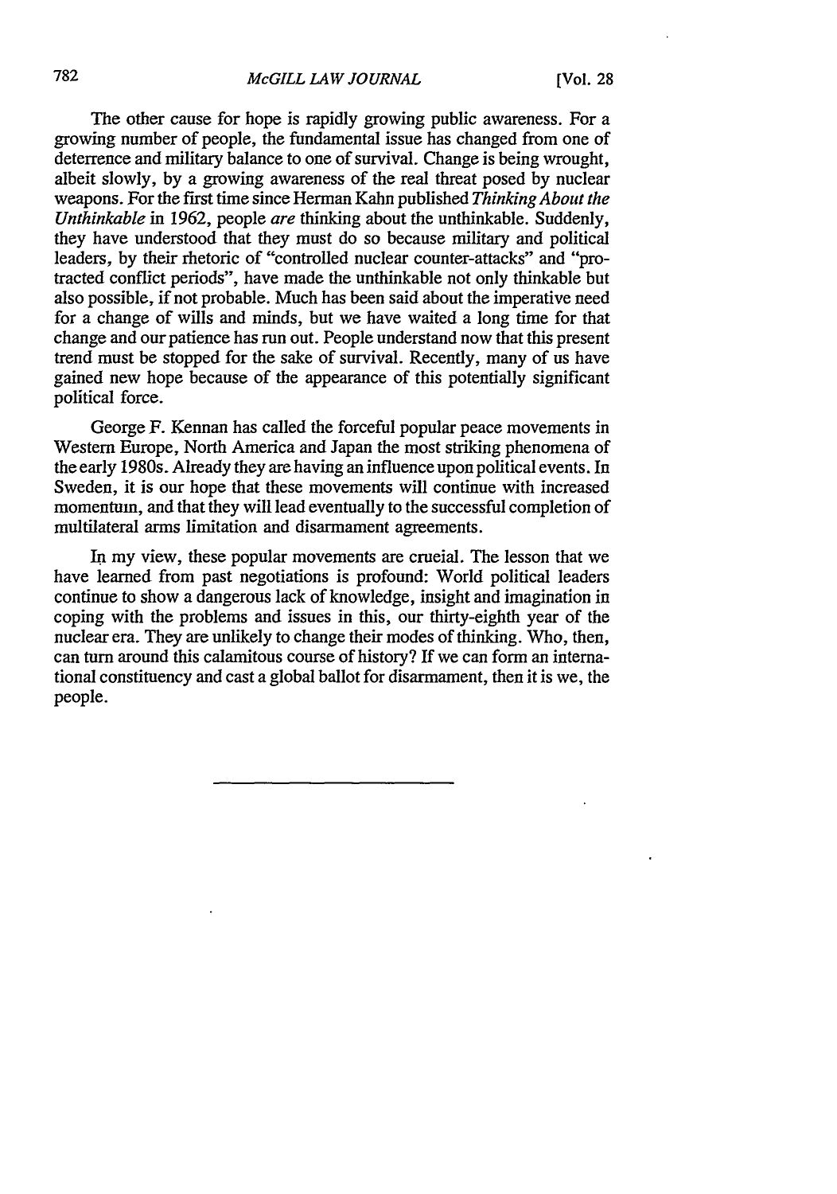The other cause for hope is rapidly growing public awareness. For a growing number of people, the fundamental issue has changed from one of deterrence and military balance to one of survival. Change is being wrought, albeit slowly, by a growing awareness of the real threat posed by nuclear weapons. For the first time since Herman Kahn published *Thinking About the Unthinkable* in 1962, people *are* thinking about the unthinkable. Suddenly, they have understood that they must do so because military and political leaders, by their rhetoric of "controlled nuclear counter-attacks" and "protracted conflict periods", have made the unthinkable not only thinkable but also possible, if not probable. Much has been said about the imperative need for a change of wills and minds, but we have waited a long time for that change and our patience has run out. People understand now that this present trend must be stopped for the sake of survival. Recently, many of us have gained new hope because of the appearance of this potentially significant political force.

George F. Kennan has called the forceful popular peace movements in Western Europe, North America and Japan the most striking phenomena of the early 1980s. Already they are having an influence upon political events. In Sweden, it is our hope that these movements will continue with increased momentum, and that they will lead eventually to the successful completion of multilateral arms limitation and disarmament agreements.

In my view, these popular movements are crucial. The lesson that we have learned from past negotiations is profound: World political leaders continue to show a dangerous lack of knowledge, insight and imagination in coping with the problems and issues in this, our thirty-eighth year of the nuclear era. They are unlikely to change their modes of thinking. Who, then, can turn around this calamitous course of history? If we can form an international constituency and cast a global ballot for disarmament, then it is we, the people.